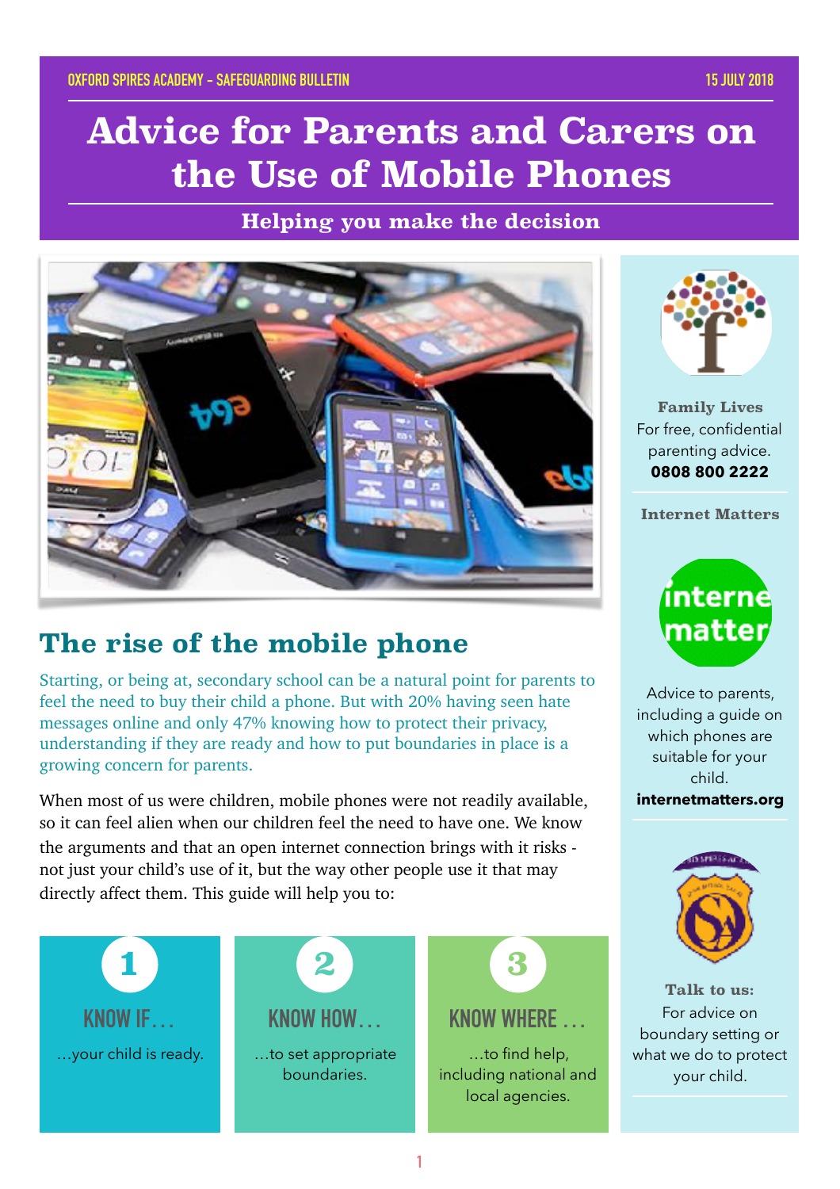OXFORD SPIRES ACADEMY - SAFEGUARDING BULLETIN

15 JULY 2018

# Advice for Parents and Carers on the Use of Mobile Phones

**Helping you make the decision**

## The rise of the mobile phone

Starting, or being at, secondary school can be a natural point for parents to feel the need to buy their child a phone. But with 20% having seen hate messages online and only 47% knowing how to protect their privacy, understanding if they are ready and how to put boundaries in place is a growing concern for parents.

When most of us were children, mobile phones were not readily available, so it can feel alien when our children feel the need to have one. We know the arguments and that an open internet connection brings with it risks - not just your child's use of it, but the way other people use it that may directly affect them. This guide will help you to:

**1 — KNOW IF…**
…your child is ready.

**2 — KNOW HOW…**
…to set appropriate boundaries.

**3 — KNOW WHERE …**
…to find help, including national and local agencies.

**Family Lives**
For free, confidential parenting advice.
**0808 800 2222**

**Internet Matters**
Advice to parents, including a guide on which phones are suitable for your child.
**internetmatters.org**

**Talk to us:**
For advice on boundary setting or what we do to protect your child.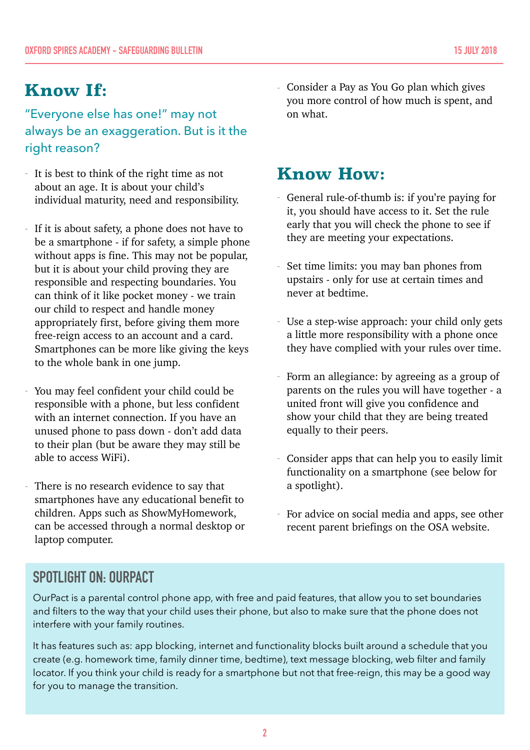## Know If:

### "Everyone else has one!" may not always be an exaggeration. But is it the right reason?

- It is best to think of the right time as not about an age. It is about your child's individual maturity, need and responsibility.

- If it is about safety, a phone does not have to be a smartphone - if for safety, a simple phone without apps is fine. This may not be popular, but it is about your child proving they are responsible and respecting boundaries. You can think of it like pocket money - we train our child to respect and handle money appropriately first, before giving them more free-reign access to an account and a card. Smartphones can be more like giving the keys to the whole bank in one jump.

- You may feel confident your child could be responsible with a phone, but less confident with an internet connection. If you have an unused phone to pass down - don't add data to their plan (but be aware they may still be able to access WiFi).

- There is no research evidence to say that smartphones have any educational benefit to children. Apps such as ShowMyHomework, can be accessed through a normal desktop or laptop computer.

- Consider a Pay as You Go plan which gives you more control of how much is spent, and on what.

## Know How:

- General rule-of-thumb is: if you're paying for it, you should have access to it. Set the rule early that you will check the phone to see if they are meeting your expectations.

- Set time limits: you may ban phones from upstairs - only for use at certain times and never at bedtime.

- Use a step-wise approach: your child only gets a little more responsibility with a phone once they have complied with your rules over time.

- Form an allegiance: by agreeing as a group of parents on the rules you will have together - a united front will give you confidence and show your child that they are being treated equally to their peers.

- Consider apps that can help you to easily limit functionality on a smartphone (see below for a spotlight).

- For advice on social media and apps, see other recent parent briefings on the OSA website.

## SPOTLIGHT ON: OURPACT

OurPact is a parental control phone app, with free and paid features, that allow you to set boundaries and filters to the way that your child uses their phone, but also to make sure that the phone does not interfere with your family routines.

It has features such as: app blocking, internet and functionality blocks built around a schedule that you create (e.g. homework time, family dinner time, bedtime), text message blocking, web filter and family locator. If you think your child is ready for a smartphone but not that free-reign, this may be a good way for you to manage the transition.